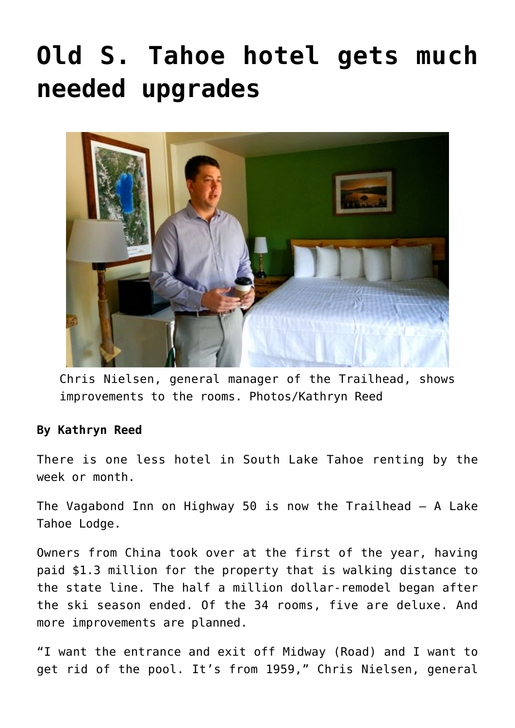# Old S. Tahoe hotel gets much needed upgrades

Chris Nielsen, general manager of the Trailhead, shows improvements to the rooms. Photos/Kathryn Reed

**By Kathryn Reed**

There is one less hotel in South Lake Tahoe renting by the week or month.

The Vagabond Inn on Highway 50 is now the Trailhead – A Lake Tahoe Lodge.

Owners from China took over at the first of the year, having paid $1.3 million for the property that is walking distance to the state line. The half a million dollar-remodel began after the ski season ended. Of the 34 rooms, five are deluxe. And more improvements are planned.

"I want the entrance and exit off Midway (Road) and I want to get rid of the pool. It's from 1959," Chris Nielsen, general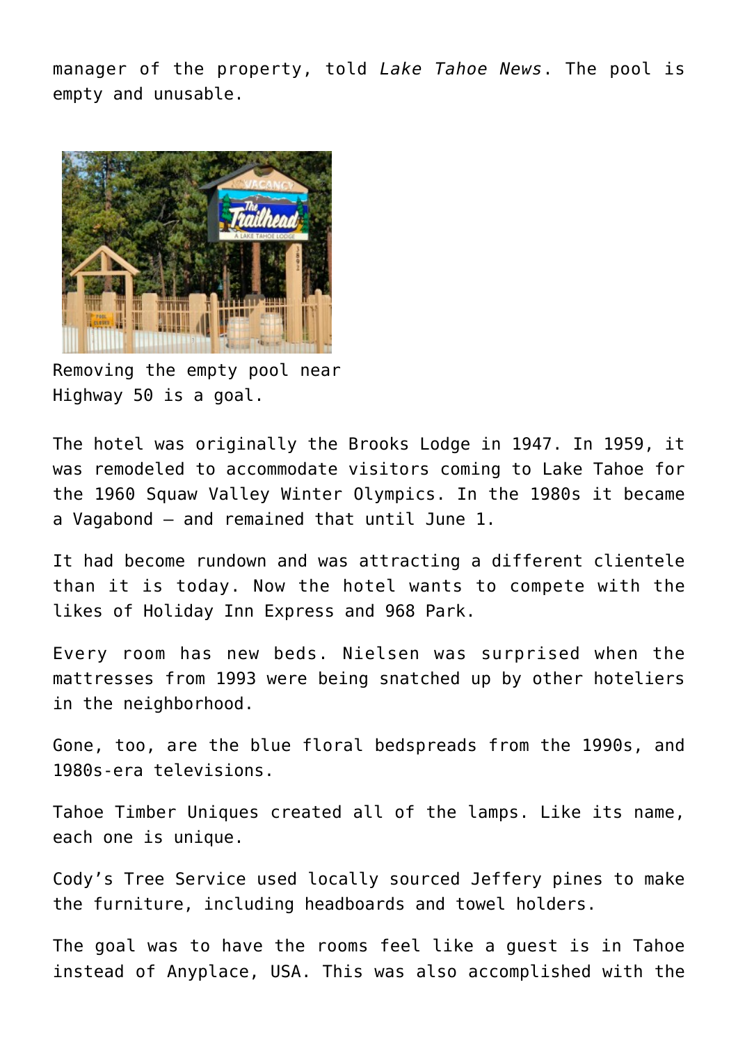manager of the property, told *Lake Tahoe News*. The pool is empty and unusable.

Removing the empty pool near Highway 50 is a goal.

The hotel was originally the Brooks Lodge in 1947. In 1959, it was remodeled to accommodate visitors coming to Lake Tahoe for the 1960 Squaw Valley Winter Olympics. In the 1980s it became a Vagabond – and remained that until June 1.

It had become rundown and was attracting a different clientele than it is today. Now the hotel wants to compete with the likes of Holiday Inn Express and 968 Park.

Every room has new beds. Nielsen was surprised when the mattresses from 1993 were being snatched up by other hoteliers in the neighborhood.

Gone, too, are the blue floral bedspreads from the 1990s, and 1980s-era televisions.

Tahoe Timber Uniques created all of the lamps. Like its name, each one is unique.

Cody's Tree Service used locally sourced Jeffery pines to make the furniture, including headboards and towel holders.

The goal was to have the rooms feel like a guest is in Tahoe instead of Anyplace, USA. This was also accomplished with the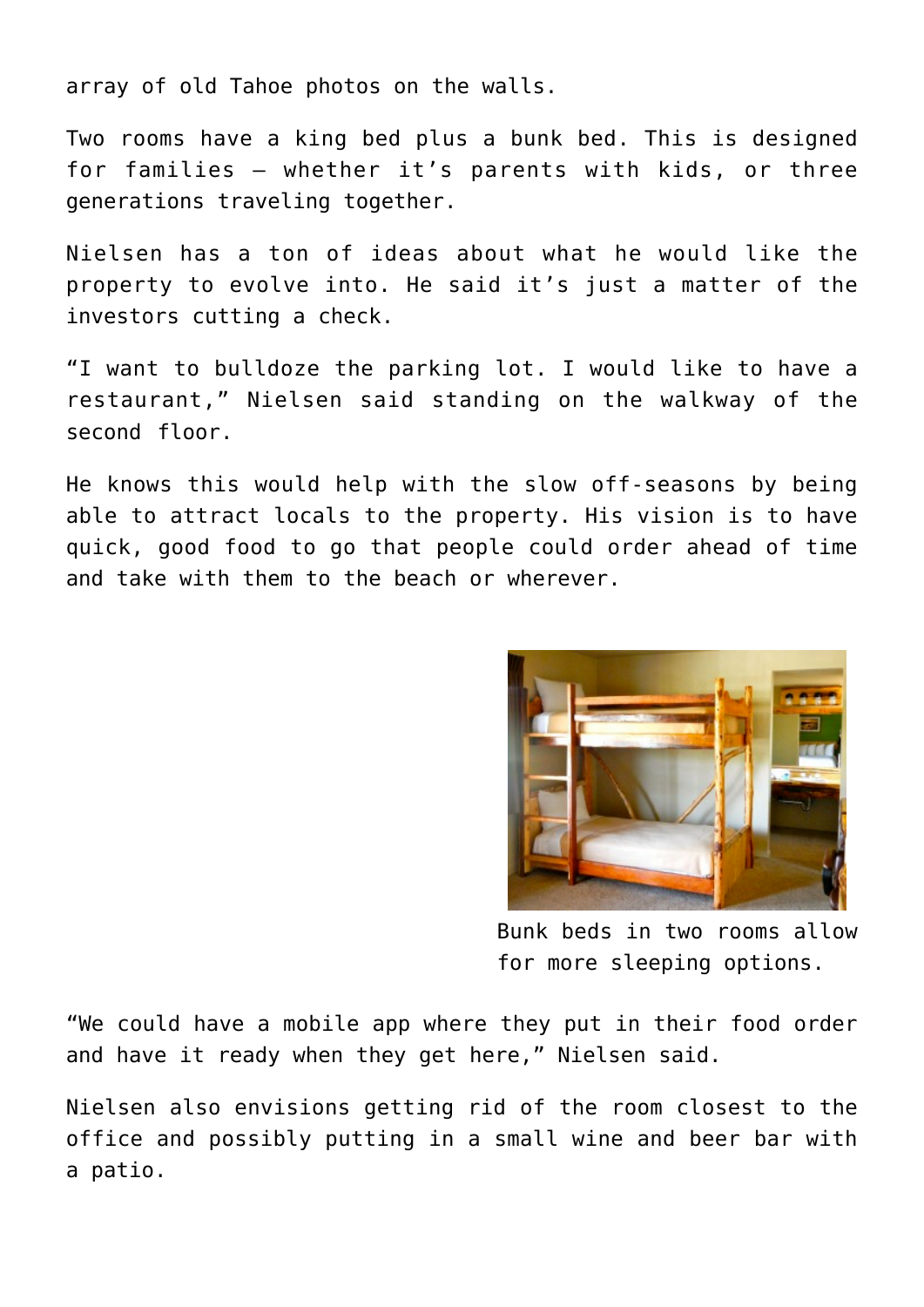array of old Tahoe photos on the walls.

Two rooms have a king bed plus a bunk bed. This is designed for families – whether it's parents with kids, or three generations traveling together.

Nielsen has a ton of ideas about what he would like the property to evolve into. He said it's just a matter of the investors cutting a check.

"I want to bulldoze the parking lot. I would like to have a restaurant," Nielsen said standing on the walkway of the second floor.

He knows this would help with the slow off-seasons by being able to attract locals to the property. His vision is to have quick, good food to go that people could order ahead of time and take with them to the beach or wherever.

Bunk beds in two rooms allow for more sleeping options.

"We could have a mobile app where they put in their food order and have it ready when they get here," Nielsen said.

Nielsen also envisions getting rid of the room closest to the office and possibly putting in a small wine and beer bar with a patio.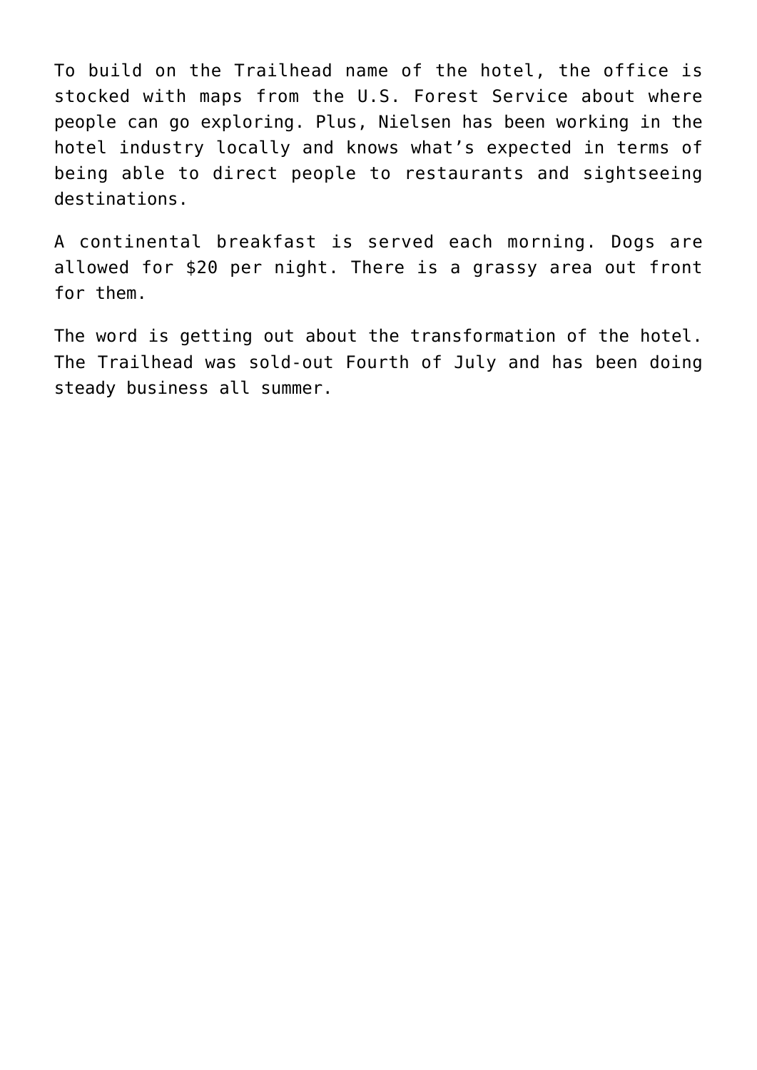To build on the Trailhead name of the hotel, the office is stocked with maps from the U.S. Forest Service about where people can go exploring. Plus, Nielsen has been working in the hotel industry locally and knows what's expected in terms of being able to direct people to restaurants and sightseeing destinations.

A continental breakfast is served each morning. Dogs are allowed for $20 per night. There is a grassy area out front for them.

The word is getting out about the transformation of the hotel. The Trailhead was sold-out Fourth of July and has been doing steady business all summer.